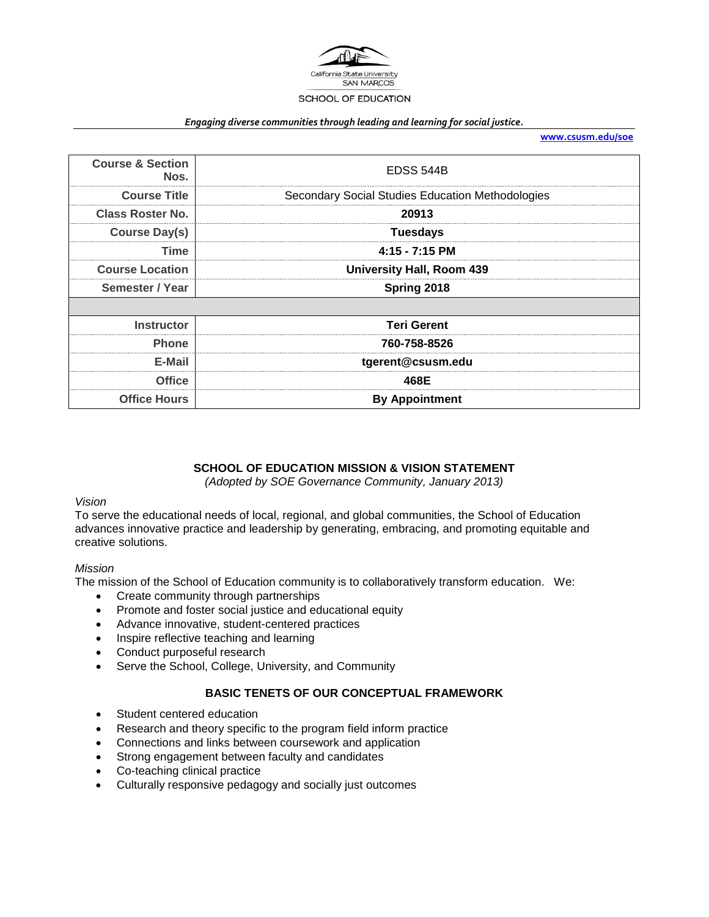California State University SAN MARCOS

SCHOOL OF EDUCATION

*Engaging diverse communities through leading and learning for social justice.*

**www.csusm.edu/soe**

| | |
|---|---|
| **Course & Section Nos.** | EDSS 544B |
| **Course Title** | Secondary Social Studies Education Methodologies |
| **Class Roster No.** | **20913** |
| **Course Day(s)** | **Tuesdays** |
| **Time** | **4:15 - 7:15 PM** |
| **Course Location** | **University Hall, Room 439** |
| **Semester / Year** | **Spring 2018** |
| | |
| **Instructor** | **Teri Gerent** |
| **Phone** | **760-758-8526** |
| **E-Mail** | **tgerent@csusm.edu** |
| **Office** | **468E** |
| **Office Hours** | **By Appointment** |

## SCHOOL OF EDUCATION MISSION & VISION STATEMENT

*(Adopted by SOE Governance Community, January 2013)*

*Vision*

To serve the educational needs of local, regional, and global communities, the School of Education advances innovative practice and leadership by generating, embracing, and promoting equitable and creative solutions.

*Mission*

The mission of the School of Education community is to collaboratively transform education. We:

- Create community through partnerships
- Promote and foster social justice and educational equity
- Advance innovative, student-centered practices
- Inspire reflective teaching and learning
- Conduct purposeful research
- Serve the School, College, University, and Community

## BASIC TENETS OF OUR CONCEPTUAL FRAMEWORK

- Student centered education
- Research and theory specific to the program field inform practice
- Connections and links between coursework and application
- Strong engagement between faculty and candidates
- Co-teaching clinical practice
- Culturally responsive pedagogy and socially just outcomes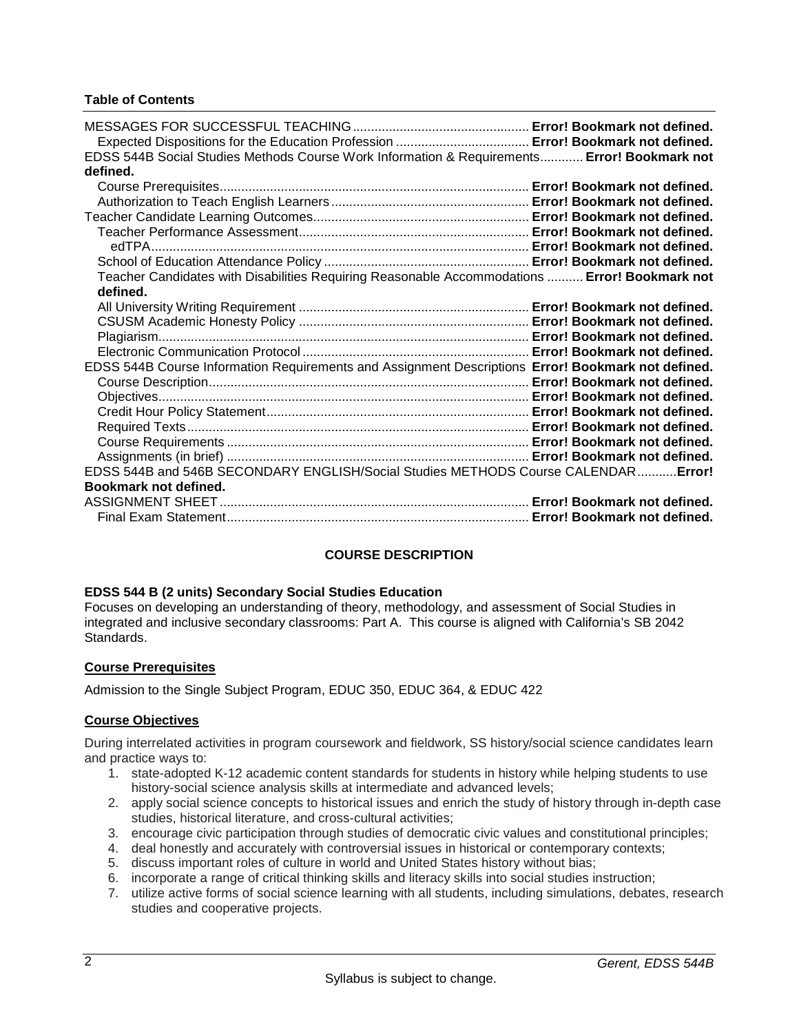**Table of Contents**

MESSAGES FOR SUCCESSFUL TEACHING ................................................ **Error! Bookmark not defined.**
  Expected Dispositions for the Education Profession .................................... **Error! Bookmark not defined.**
EDSS 544B Social Studies Methods Course Work Information & Requirements........... **Error! Bookmark not defined.**
  Course Prerequisites..................................................................................... **Error! Bookmark not defined.**
  Authorization to Teach English Learners....................................................... **Error! Bookmark not defined.**
Teacher Candidate Learning Outcomes............................................................ **Error! Bookmark not defined.**
  Teacher Performance Assessment................................................................ **Error! Bookmark not defined.**
    edTPA.......................................................................................................... **Error! Bookmark not defined.**
  School of Education Attendance Policy ......................................................... **Error! Bookmark not defined.**
  Teacher Candidates with Disabilities Requiring Reasonable Accommodations .......... **Error! Bookmark not defined.**
  All University Writing Requirement ............................................................... **Error! Bookmark not defined.**
  CSUSM Academic Honesty Policy ................................................................ **Error! Bookmark not defined.**
  Plagiarism...................................................................................................... **Error! Bookmark not defined.**
  Electronic Communication Protocol .............................................................. **Error! Bookmark not defined.**
EDSS 544B Course Information Requirements and Assignment Descriptions **Error! Bookmark not defined.**
  Course Description......................................................................................... **Error! Bookmark not defined.**
  Objectives...................................................................................................... **Error! Bookmark not defined.**
  Credit Hour Policy Statement......................................................................... **Error! Bookmark not defined.**
  Required Texts............................................................................................... **Error! Bookmark not defined.**
  Course Requirements ................................................................................... **Error! Bookmark not defined.**
  Assignments (in brief) ................................................................................... **Error! Bookmark not defined.**
EDSS 544B and 546B SECONDARY ENGLISH/Social Studies METHODS Course CALENDAR...........**Error! Bookmark not defined.**
ASSIGNMENT SHEET..................................................................................... **Error! Bookmark not defined.**
  Final Exam Statement.................................................................................... **Error! Bookmark not defined.**

## COURSE DESCRIPTION

**EDSS 544 B (2 units) Secondary Social Studies Education**

Focuses on developing an understanding of theory, methodology, and assessment of Social Studies in integrated and inclusive secondary classrooms: Part A. This course is aligned with California's SB 2042 Standards.

### Course Prerequisites

Admission to the Single Subject Program, EDUC 350, EDUC 364, & EDUC 422

### Course Objectives

During interrelated activities in program coursework and fieldwork, SS history/social science candidates learn and practice ways to:

1. state-adopted K-12 academic content standards for students in history while helping students to use history-social science analysis skills at intermediate and advanced levels;
2. apply social science concepts to historical issues and enrich the study of history through in-depth case studies, historical literature, and cross-cultural activities;
3. encourage civic participation through studies of democratic civic values and constitutional principles;
4. deal honestly and accurately with controversial issues in historical or contemporary contexts;
5. discuss important roles of culture in world and United States history without bias;
6. incorporate a range of critical thinking skills and literacy skills into social studies instruction;
7. utilize active forms of social science learning with all students, including simulations, debates, research studies and cooperative projects.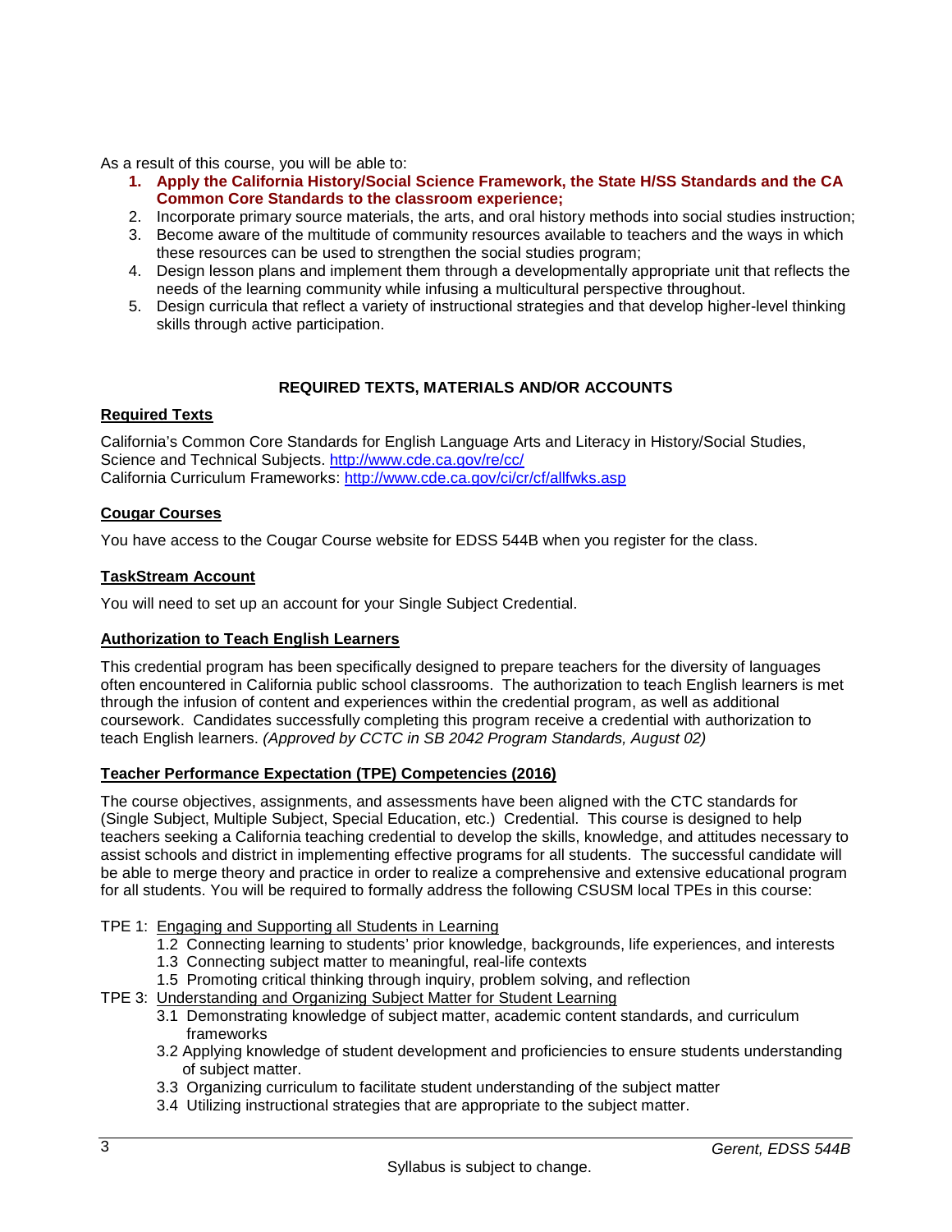As a result of this course, you will be able to:

1. **Apply the California History/Social Science Framework, the State H/SS Standards and the CA Common Core Standards to the classroom experience;**
2. Incorporate primary source materials, the arts, and oral history methods into social studies instruction;
3. Become aware of the multitude of community resources available to teachers and the ways in which these resources can be used to strengthen the social studies program;
4. Design lesson plans and implement them through a developmentally appropriate unit that reflects the needs of the learning community while infusing a multicultural perspective throughout.
5. Design curricula that reflect a variety of instructional strategies and that develop higher-level thinking skills through active participation.

## REQUIRED TEXTS, MATERIALS AND/OR ACCOUNTS

### Required Texts

California's Common Core Standards for English Language Arts and Literacy in History/Social Studies, Science and Technical Subjects. http://www.cde.ca.gov/re/cc/
California Curriculum Frameworks: http://www.cde.ca.gov/ci/cr/cf/allfwks.asp

### Cougar Courses

You have access to the Cougar Course website for EDSS 544B when you register for the class.

### TaskStream Account

You will need to set up an account for your Single Subject Credential.

### Authorization to Teach English Learners

This credential program has been specifically designed to prepare teachers for the diversity of languages often encountered in California public school classrooms. The authorization to teach English learners is met through the infusion of content and experiences within the credential program, as well as additional coursework. Candidates successfully completing this program receive a credential with authorization to teach English learners. *(Approved by CCTC in SB 2042 Program Standards, August 02)*

### Teacher Performance Expectation (TPE) Competencies (2016)

The course objectives, assignments, and assessments have been aligned with the CTC standards for (Single Subject, Multiple Subject, Special Education, etc.) Credential. This course is designed to help teachers seeking a California teaching credential to develop the skills, knowledge, and attitudes necessary to assist schools and district in implementing effective programs for all students. The successful candidate will be able to merge theory and practice in order to realize a comprehensive and extensive educational program for all students. You will be required to formally address the following CSUSM local TPEs in this course:

TPE 1: Engaging and Supporting all Students in Learning

- 1.2 Connecting learning to students' prior knowledge, backgrounds, life experiences, and interests
- 1.3 Connecting subject matter to meaningful, real-life contexts
- 1.5 Promoting critical thinking through inquiry, problem solving, and reflection

TPE 3: Understanding and Organizing Subject Matter for Student Learning

- 3.1 Demonstrating knowledge of subject matter, academic content standards, and curriculum frameworks
- 3.2 Applying knowledge of student development and proficiencies to ensure students understanding of subject matter.
- 3.3 Organizing curriculum to facilitate student understanding of the subject matter
- 3.4 Utilizing instructional strategies that are appropriate to the subject matter.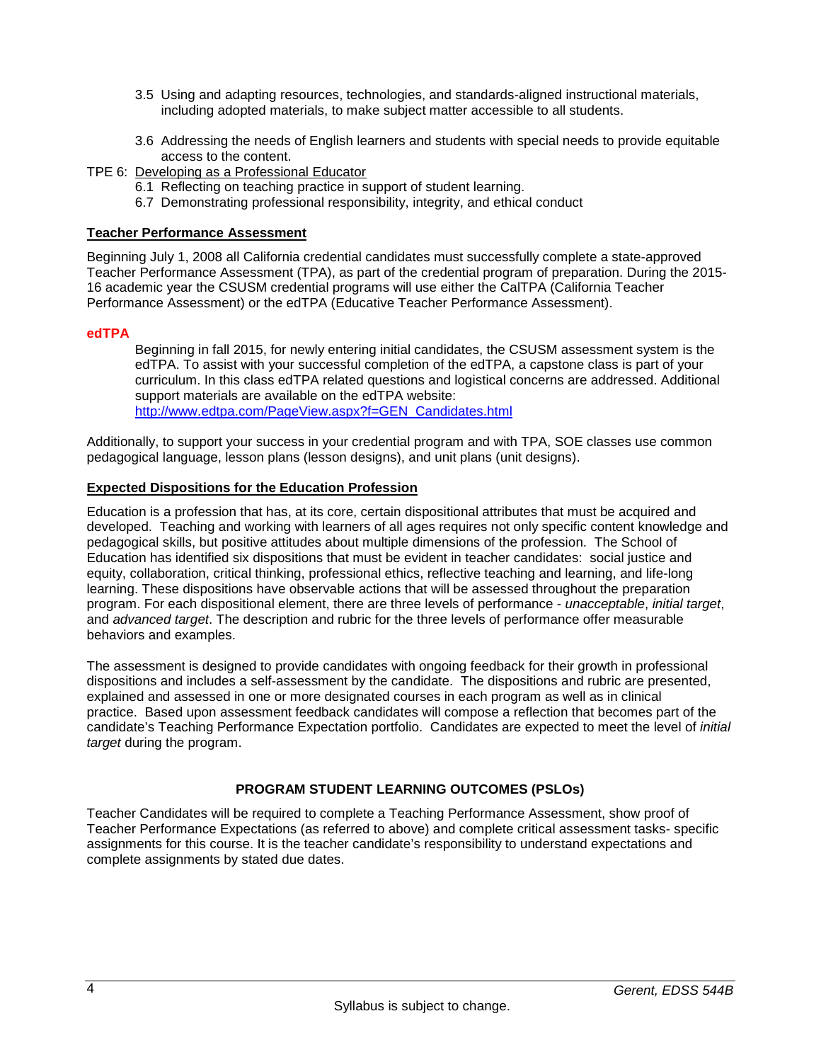3.5 Using and adapting resources, technologies, and standards-aligned instructional materials, including adopted materials, to make subject matter accessible to all students.

3.6 Addressing the needs of English learners and students with special needs to provide equitable access to the content.

TPE 6: Developing as a Professional Educator

6.1 Reflecting on teaching practice in support of student learning.

6.7 Demonstrating professional responsibility, integrity, and ethical conduct

### Teacher Performance Assessment

Beginning July 1, 2008 all California credential candidates must successfully complete a state-approved Teacher Performance Assessment (TPA), as part of the credential program of preparation. During the 2015-16 academic year the CSUSM credential programs will use either the CalTPA (California Teacher Performance Assessment) or the edTPA (Educative Teacher Performance Assessment).

**edTPA**

Beginning in fall 2015, for newly entering initial candidates, the CSUSM assessment system is the edTPA. To assist with your successful completion of the edTPA, a capstone class is part of your curriculum. In this class edTPA related questions and logistical concerns are addressed. Additional support materials are available on the edTPA website: http://www.edtpa.com/PageView.aspx?f=GEN_Candidates.html

Additionally, to support your success in your credential program and with TPA, SOE classes use common pedagogical language, lesson plans (lesson designs), and unit plans (unit designs).

### Expected Dispositions for the Education Profession

Education is a profession that has, at its core, certain dispositional attributes that must be acquired and developed. Teaching and working with learners of all ages requires not only specific content knowledge and pedagogical skills, but positive attitudes about multiple dimensions of the profession. The School of Education has identified six dispositions that must be evident in teacher candidates: social justice and equity, collaboration, critical thinking, professional ethics, reflective teaching and learning, and life-long learning. These dispositions have observable actions that will be assessed throughout the preparation program. For each dispositional element, there are three levels of performance - *unacceptable*, *initial target*, and *advanced target*. The description and rubric for the three levels of performance offer measurable behaviors and examples.

The assessment is designed to provide candidates with ongoing feedback for their growth in professional dispositions and includes a self-assessment by the candidate. The dispositions and rubric are presented, explained and assessed in one or more designated courses in each program as well as in clinical practice. Based upon assessment feedback candidates will compose a reflection that becomes part of the candidate's Teaching Performance Expectation portfolio. Candidates are expected to meet the level of *initial target* during the program.

## PROGRAM STUDENT LEARNING OUTCOMES (PSLOs)

Teacher Candidates will be required to complete a Teaching Performance Assessment, show proof of Teacher Performance Expectations (as referred to above) and complete critical assessment tasks- specific assignments for this course. It is the teacher candidate's responsibility to understand expectations and complete assignments by stated due dates.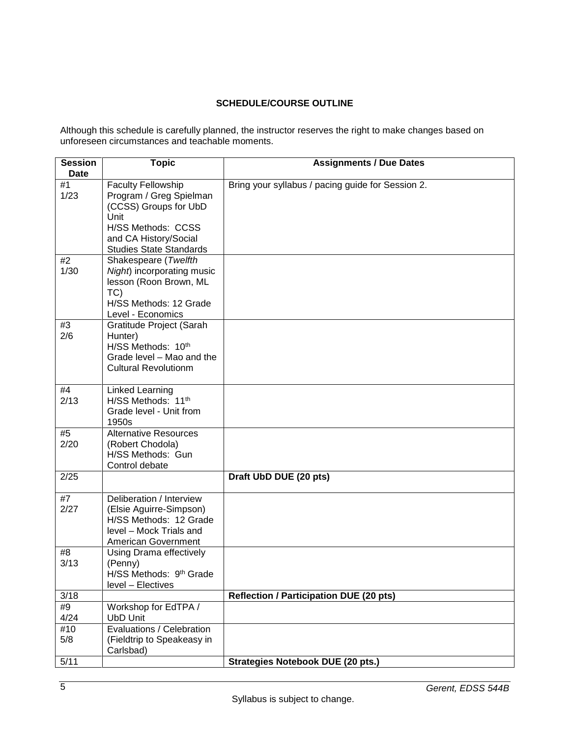**SCHEDULE/COURSE OUTLINE**

Although this schedule is carefully planned, the instructor reserves the right to make changes based on unforeseen circumstances and teachable moments.

| Session Date | Topic | Assignments / Due Dates |
|---|---|---|
| #1 1/23 | Faculty Fellowship Program / Greg Spielman (CCSS) Groups for UbD Unit H/SS Methods: CCSS and CA History/Social Studies State Standards | Bring your syllabus / pacing guide for Session 2. |
| #2 1/30 | Shakespeare (*Twelfth Night*) incorporating music lesson (Roon Brown, ML TC) H/SS Methods: 12 Grade Level - Economics | |
| #3 2/6 | Gratitude Project (Sarah Hunter) H/SS Methods: 10th Grade level – Mao and the Cultural Revolutionm | |
| #4 2/13 | Linked Learning H/SS Methods: 11th Grade level - Unit from 1950s | |
| #5 2/20 | Alternative Resources (Robert Chodola) H/SS Methods: Gun Control debate | |
| 2/25 | | **Draft UbD DUE (20 pts)** |
| #7 2/27 | Deliberation / Interview (Elsie Aguirre-Simpson) H/SS Methods: 12 Grade level – Mock Trials and American Government | |
| #8 3/13 | Using Drama effectively (Penny) H/SS Methods: 9th Grade level – Electives | |
| 3/18 | | **Reflection / Participation DUE (20 pts)** |
| #9 4/24 | Workshop for EdTPA / UbD Unit | |
| #10 5/8 | Evaluations / Celebration (Fieldtrip to Speakeasy in Carlsbad) | |
| 5/11 | | **Strategies Notebook DUE (20 pts.)** |

Syllabus is subject to change.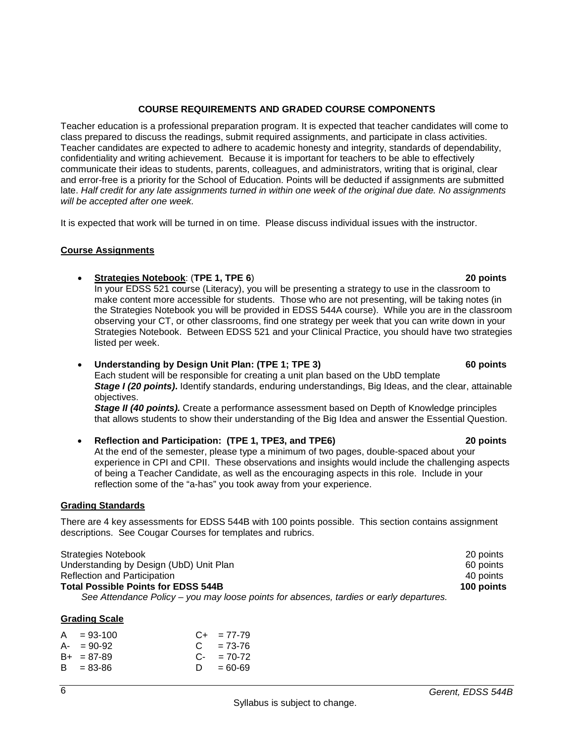## COURSE REQUIREMENTS AND GRADED COURSE COMPONENTS

Teacher education is a professional preparation program. It is expected that teacher candidates will come to class prepared to discuss the readings, submit required assignments, and participate in class activities. Teacher candidates are expected to adhere to academic honesty and integrity, standards of dependability, confidentiality and writing achievement. Because it is important for teachers to be able to effectively communicate their ideas to students, parents, colleagues, and administrators, writing that is original, clear and error-free is a priority for the School of Education. Points will be deducted if assignments are submitted late. *Half credit for any late assignments turned in within one week of the original due date. No assignments will be accepted after one week.*

It is expected that work will be turned in on time. Please discuss individual issues with the instructor.

### Course Assignments

- **Strategies Notebook**: (**TPE 1, TPE 6**) **20 points**
  In your EDSS 521 course (Literacy), you will be presenting a strategy to use in the classroom to make content more accessible for students. Those who are not presenting, will be taking notes (in the Strategies Notebook you will be provided in EDSS 544A course). While you are in the classroom observing your CT, or other classrooms, find one strategy per week that you can write down in your Strategies Notebook. Between EDSS 521 and your Clinical Practice, you should have two strategies listed per week.

- **Understanding by Design Unit Plan: (TPE 1; TPE 3) 60 points**
  Each student will be responsible for creating a unit plan based on the UbD template
  ***Stage I (20 points)*.** Identify standards, enduring understandings, Big Ideas, and the clear, attainable objectives.
  ***Stage II (40 points).*** Create a performance assessment based on Depth of Knowledge principles that allows students to show their understanding of the Big Idea and answer the Essential Question.

- **Reflection and Participation: (TPE 1, TPE3, and TPE6) 20 points**
  At the end of the semester, please type a minimum of two pages, double-spaced about your experience in CPI and CPII. These observations and insights would include the challenging aspects of being a Teacher Candidate, as well as the encouraging aspects in this role. Include in your reflection some of the "a-has" you took away from your experience.

### Grading Standards

There are 4 key assessments for EDSS 544B with 100 points possible. This section contains assignment descriptions. See Cougar Courses for templates and rubrics.

| | |
|---|---|
| Strategies Notebook | 20 points |
| Understanding by Design (UbD) Unit Plan | 60 points |
| Reflection and Participation | 40 points |
| **Total Possible Points for EDSS 544B** | **100 points** |

*See Attendance Policy – you may loose points for absences, tardies or early departures.*

### Grading Scale

| | |
|---|---|
| A = 93-100 | C+ = 77-79 |
| A- = 90-92 | C = 73-76 |
| B+ = 87-89 | C- = 70-72 |
| B = 83-86 | D = 60-69 |

Syllabus is subject to change.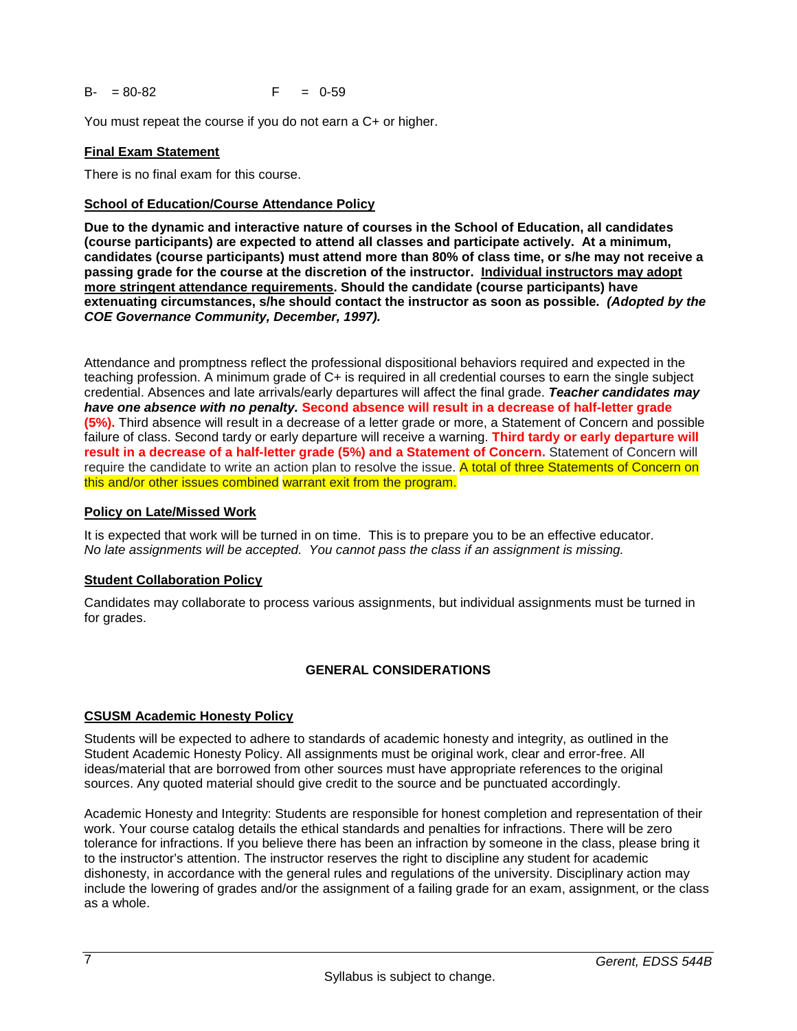B- = 80-82 F = 0-59

You must repeat the course if you do not earn a C+ or higher.

### Final Exam Statement

There is no final exam for this course.

### School of Education/Course Attendance Policy

**Due to the dynamic and interactive nature of courses in the School of Education, all candidates (course participants) are expected to attend all classes and participate actively. At a minimum, candidates (course participants) must attend more than 80% of class time, or s/he may not receive a passing grade for the course at the discretion of the instructor. Individual instructors may adopt more stringent attendance requirements. Should the candidate (course participants) have extenuating circumstances, s/he should contact the instructor as soon as possible. *(Adopted by the COE Governance Community, December, 1997).***

Attendance and promptness reflect the professional dispositional behaviors required and expected in the teaching profession. A minimum grade of C+ is required in all credential courses to earn the single subject credential. Absences and late arrivals/early departures will affect the final grade. ***Teacher candidates may have one absence with no penalty.*** **Second absence will result in a decrease of half-letter grade (5%).** Third absence will result in a decrease of a letter grade or more, a Statement of Concern and possible failure of class. Second tardy or early departure will receive a warning. **Third tardy or early departure will result in a decrease of a half-letter grade (5%) and a Statement of Concern.** Statement of Concern will require the candidate to write an action plan to resolve the issue. A total of three Statements of Concern on this and/or other issues combined warrant exit from the program.

### Policy on Late/Missed Work

It is expected that work will be turned in on time. This is to prepare you to be an effective educator. *No late assignments will be accepted. You cannot pass the class if an assignment is missing.*

### Student Collaboration Policy

Candidates may collaborate to process various assignments, but individual assignments must be turned in for grades.

## GENERAL CONSIDERATIONS

### CSUSM Academic Honesty Policy

Students will be expected to adhere to standards of academic honesty and integrity, as outlined in the Student Academic Honesty Policy. All assignments must be original work, clear and error-free. All ideas/material that are borrowed from other sources must have appropriate references to the original sources. Any quoted material should give credit to the source and be punctuated accordingly.

Academic Honesty and Integrity: Students are responsible for honest completion and representation of their work. Your course catalog details the ethical standards and penalties for infractions. There will be zero tolerance for infractions. If you believe there has been an infraction by someone in the class, please bring it to the instructor's attention. The instructor reserves the right to discipline any student for academic dishonesty, in accordance with the general rules and regulations of the university. Disciplinary action may include the lowering of grades and/or the assignment of a failing grade for an exam, assignment, or the class as a whole.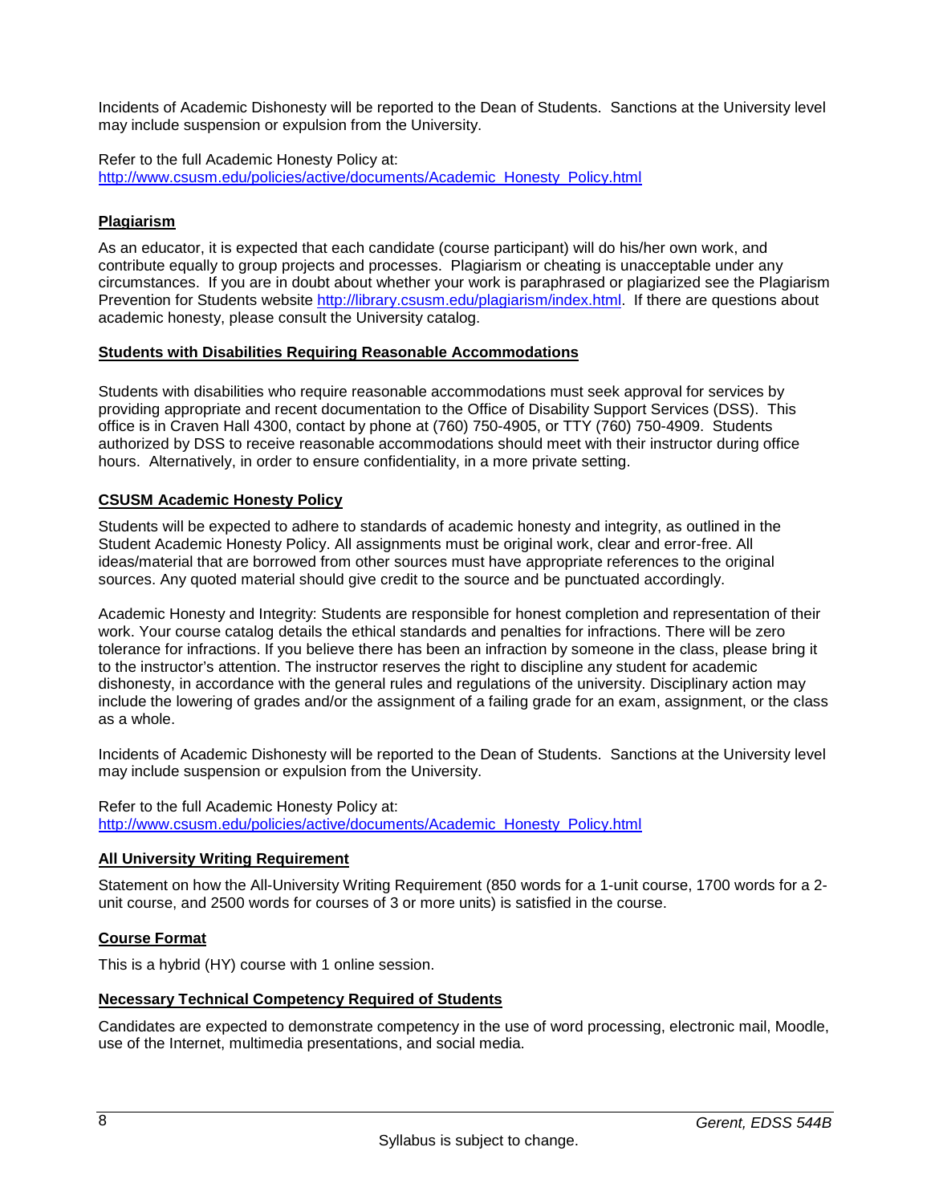Incidents of Academic Dishonesty will be reported to the Dean of Students. Sanctions at the University level may include suspension or expulsion from the University.

Refer to the full Academic Honesty Policy at:
http://www.csusm.edu/policies/active/documents/Academic_Honesty_Policy.html

## Plagiarism

As an educator, it is expected that each candidate (course participant) will do his/her own work, and contribute equally to group projects and processes. Plagiarism or cheating is unacceptable under any circumstances. If you are in doubt about whether your work is paraphrased or plagiarized see the Plagiarism Prevention for Students website http://library.csusm.edu/plagiarism/index.html. If there are questions about academic honesty, please consult the University catalog.

## Students with Disabilities Requiring Reasonable Accommodations

Students with disabilities who require reasonable accommodations must seek approval for services by providing appropriate and recent documentation to the Office of Disability Support Services (DSS). This office is in Craven Hall 4300, contact by phone at (760) 750-4905, or TTY (760) 750-4909. Students authorized by DSS to receive reasonable accommodations should meet with their instructor during office hours. Alternatively, in order to ensure confidentiality, in a more private setting.

## CSUSM Academic Honesty Policy

Students will be expected to adhere to standards of academic honesty and integrity, as outlined in the Student Academic Honesty Policy. All assignments must be original work, clear and error-free. All ideas/material that are borrowed from other sources must have appropriate references to the original sources. Any quoted material should give credit to the source and be punctuated accordingly.

Academic Honesty and Integrity: Students are responsible for honest completion and representation of their work. Your course catalog details the ethical standards and penalties for infractions. There will be zero tolerance for infractions. If you believe there has been an infraction by someone in the class, please bring it to the instructor's attention. The instructor reserves the right to discipline any student for academic dishonesty, in accordance with the general rules and regulations of the university. Disciplinary action may include the lowering of grades and/or the assignment of a failing grade for an exam, assignment, or the class as a whole.

Incidents of Academic Dishonesty will be reported to the Dean of Students. Sanctions at the University level may include suspension or expulsion from the University.

Refer to the full Academic Honesty Policy at:
http://www.csusm.edu/policies/active/documents/Academic_Honesty_Policy.html

## All University Writing Requirement

Statement on how the All-University Writing Requirement (850 words for a 1-unit course, 1700 words for a 2-unit course, and 2500 words for courses of 3 or more units) is satisfied in the course.

## Course Format

This is a hybrid (HY) course with 1 online session.

## Necessary Technical Competency Required of Students

Candidates are expected to demonstrate competency in the use of word processing, electronic mail, Moodle, use of the Internet, multimedia presentations, and social media.

Syllabus is subject to change.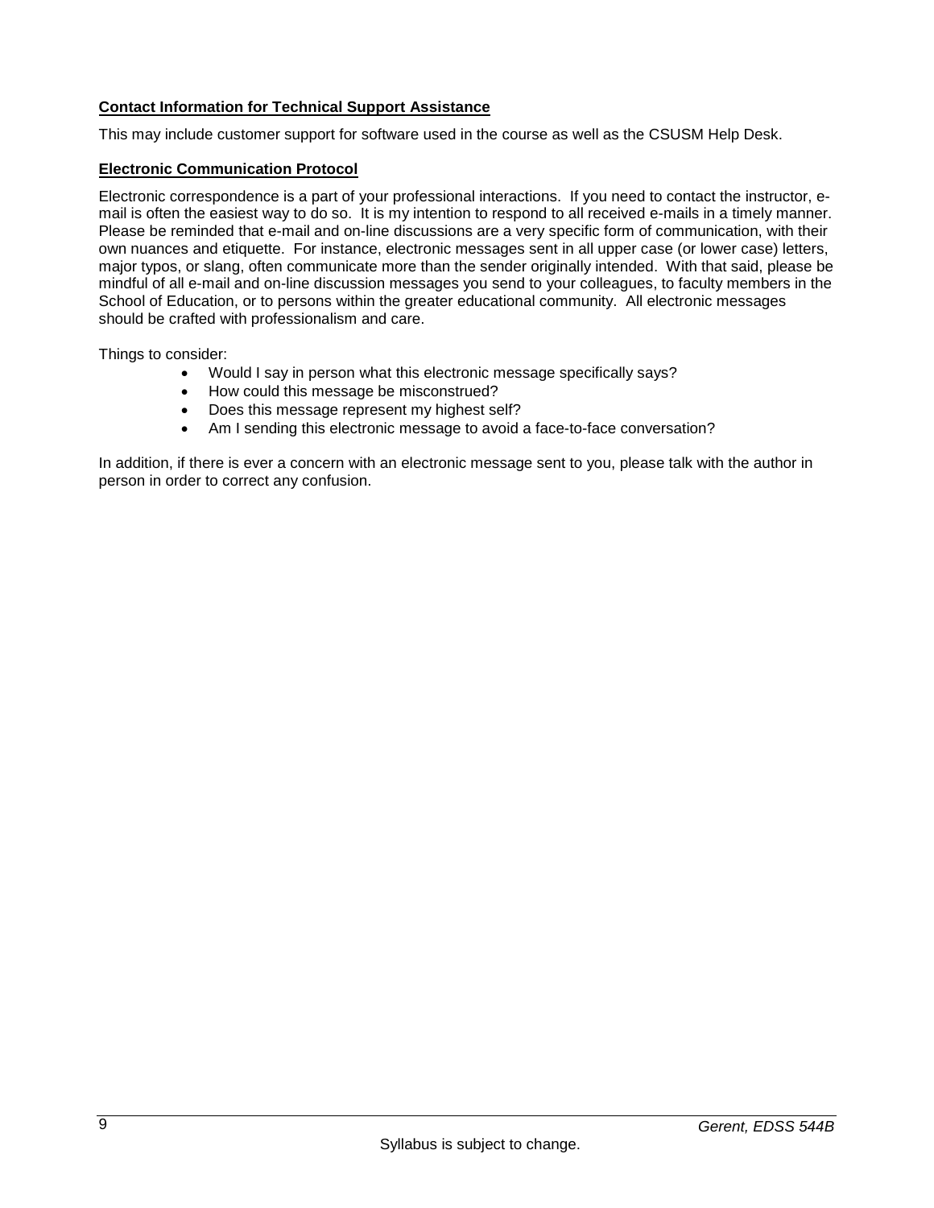**Contact Information for Technical Support Assistance**

This may include customer support for software used in the course as well as the CSUSM Help Desk.

**Electronic Communication Protocol**

Electronic correspondence is a part of your professional interactions. If you need to contact the instructor, e-mail is often the easiest way to do so. It is my intention to respond to all received e-mails in a timely manner. Please be reminded that e-mail and on-line discussions are a very specific form of communication, with their own nuances and etiquette. For instance, electronic messages sent in all upper case (or lower case) letters, major typos, or slang, often communicate more than the sender originally intended. With that said, please be mindful of all e-mail and on-line discussion messages you send to your colleagues, to faculty members in the School of Education, or to persons within the greater educational community. All electronic messages should be crafted with professionalism and care.

Things to consider:

- Would I say in person what this electronic message specifically says?
- How could this message be misconstrued?
- Does this message represent my highest self?
- Am I sending this electronic message to avoid a face-to-face conversation?

In addition, if there is ever a concern with an electronic message sent to you, please talk with the author in person in order to correct any confusion.